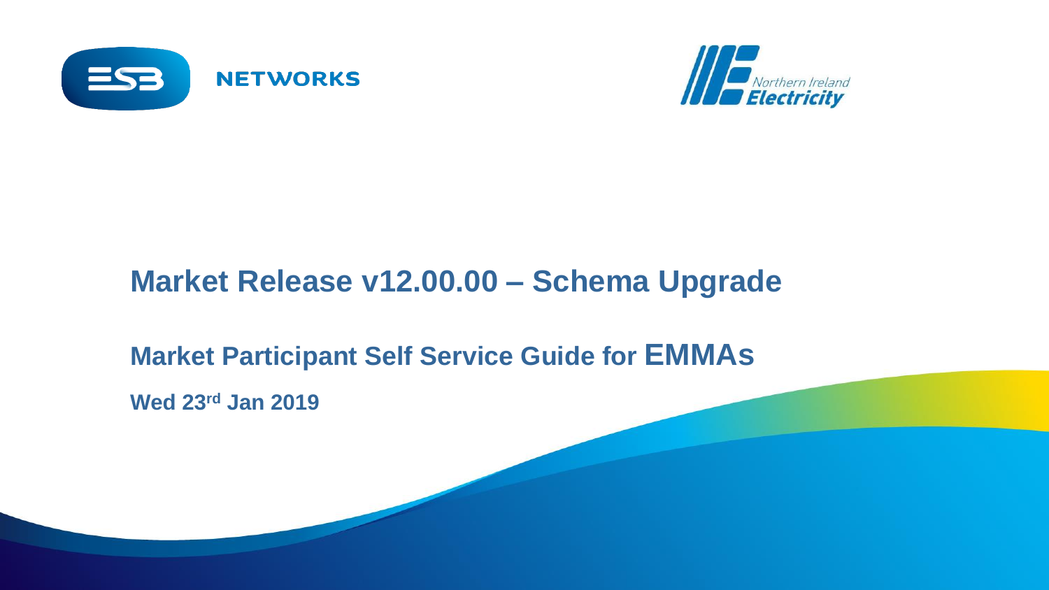ESB NETWORKS

Northern Ireland Electricity

# Market Release v12.00.00 – Schema Upgrade

## Market Participant Self Service Guide for EMMAs

**Wed 23rd Jan 2019**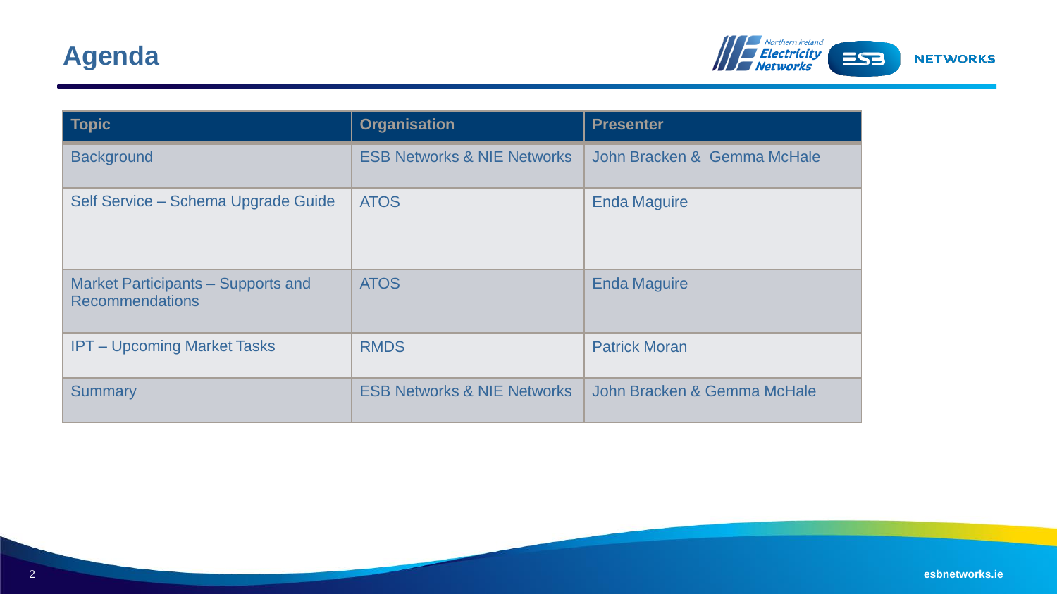# Agenda

| Topic | Organisation | Presenter |
| --- | --- | --- |
| Background | ESB Networks & NIE Networks | John Bracken & Gemma McHale |
| Self Service – Schema Upgrade Guide | ATOS | Enda Maguire |
| Market Participants – Supports and Recommendations | ATOS | Enda Maguire |
| IPT – Upcoming Market Tasks | RMDS | Patrick Moran |
| Summary | ESB Networks & NIE Networks | John Bracken & Gemma McHale |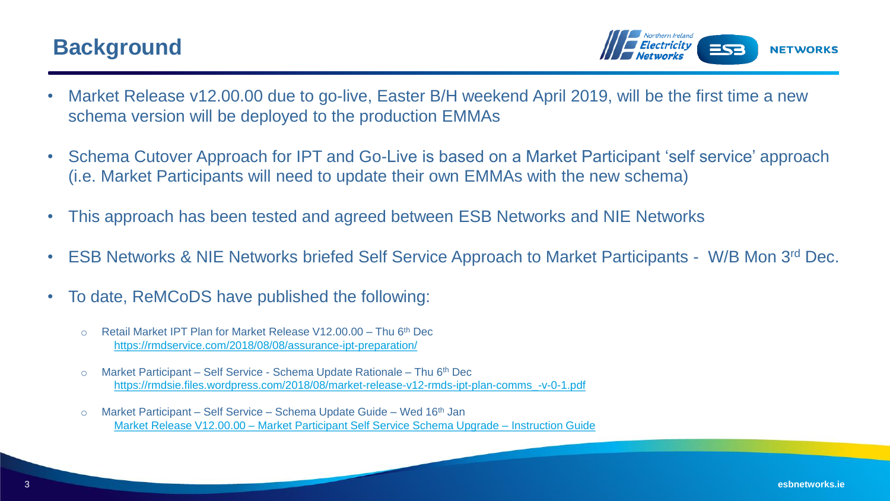# Background

- Market Release v12.00.00 due to go-live, Easter B/H weekend April 2019, will be the first time a new schema version will be deployed to the production EMMAs
- Schema Cutover Approach for IPT and Go-Live is based on a Market Participant 'self service' approach (i.e. Market Participants will need to update their own EMMAs with the new schema)
- This approach has been tested and agreed between ESB Networks and NIE Networks
- ESB Networks & NIE Networks briefed Self Service Approach to Market Participants - W/B Mon 3rd Dec.
- To date, ReMCoDS have published the following:
  - Retail Market IPT Plan for Market Release V12.00.00 – Thu 6th Dec
    https://rmdservice.com/2018/08/08/assurance-ipt-preparation/
  - Market Participant – Self Service - Schema Update Rationale – Thu 6th Dec
    https://rmdsie.files.wordpress.com/2018/08/market-release-v12-rmds-ipt-plan-comms_-v-0-1.pdf
  - Market Participant – Self Service – Schema Update Guide – Wed 16th Jan
    Market Release V12.00.00 – Market Participant Self Service Schema Upgrade – Instruction Guide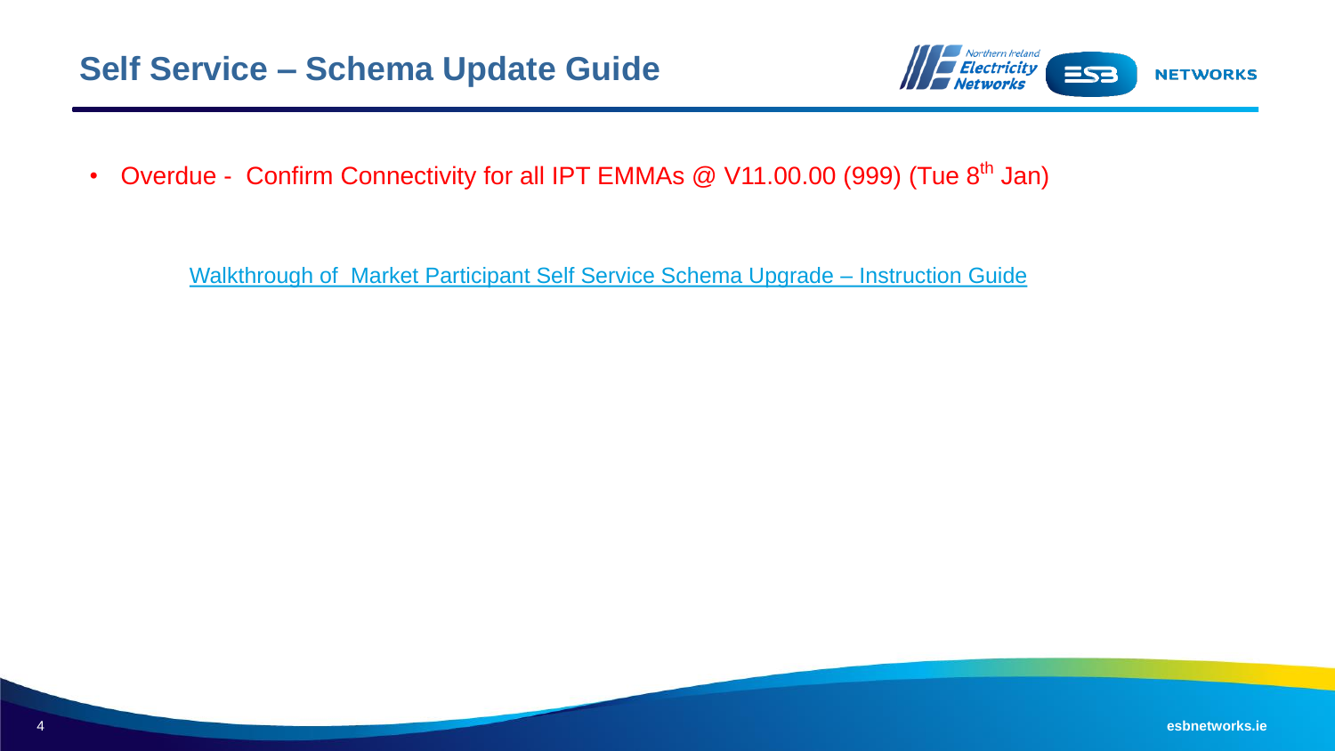# Self Service – Schema Update Guide

- Overdue - Confirm Connectivity for all IPT EMMAs @ V11.00.00 (999) (Tue 8th Jan)

Walkthrough of Market Participant Self Service Schema Upgrade – Instruction Guide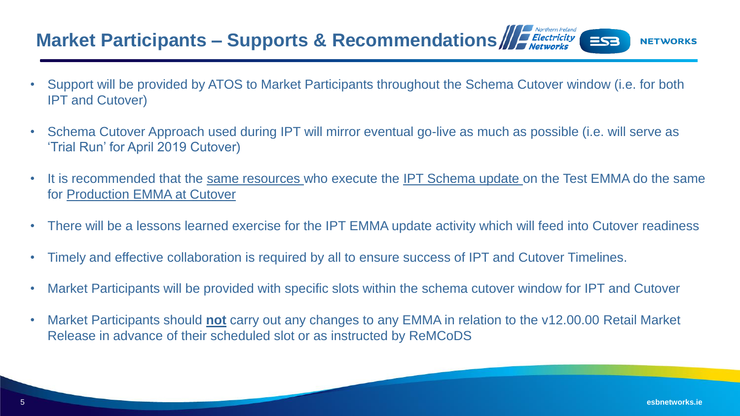# Market Participants – Supports & Recommendations

- Support will be provided by ATOS to Market Participants throughout the Schema Cutover window (i.e. for both IPT and Cutover)
- Schema Cutover Approach used during IPT will mirror eventual go-live as much as possible (i.e. will serve as 'Trial Run' for April 2019 Cutover)
- It is recommended that the <u>same resources</u> who execute the <u>IPT Schema update</u> on the Test EMMA do the same for <u>Production EMMA at Cutover</u>
- There will be a lessons learned exercise for the IPT EMMA update activity which will feed into Cutover readiness
- Timely and effective collaboration is required by all to ensure success of IPT and Cutover Timelines.
- Market Participants will be provided with specific slots within the schema cutover window for IPT and Cutover
- Market Participants should <u>**not**</u> carry out any changes to any EMMA in relation to the v12.00.00 Retail Market Release in advance of their scheduled slot or as instructed by ReMCoDS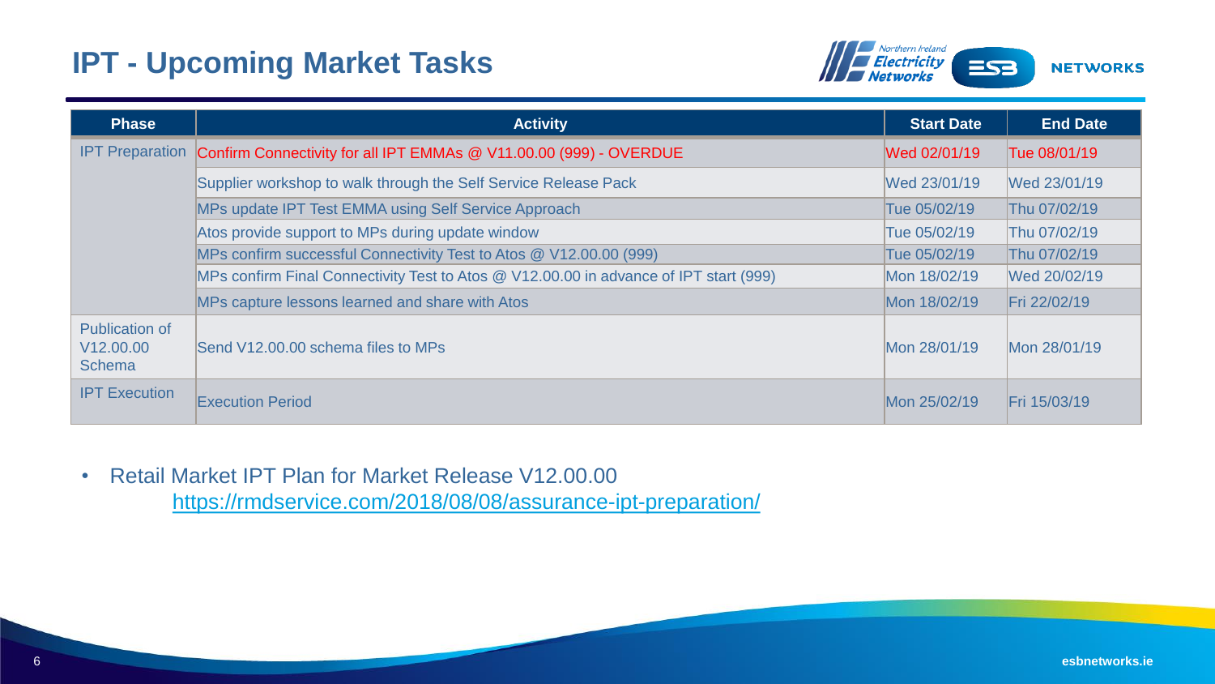# IPT - Upcoming Market Tasks

| Phase | Activity | Start Date | End Date |
|---|---|---|---|
| IPT Preparation | Confirm Connectivity for all IPT EMMAs @ V11.00.00 (999) - OVERDUE | Wed 02/01/19 | Tue 08/01/19 |
| | Supplier workshop to walk through the Self Service Release Pack | Wed 23/01/19 | Wed 23/01/19 |
| | MPs update IPT Test EMMA using Self Service Approach | Tue 05/02/19 | Thu 07/02/19 |
| | Atos provide support to MPs during update window | Tue 05/02/19 | Thu 07/02/19 |
| | MPs confirm successful Connectivity Test to Atos @ V12.00.00 (999) | Tue 05/02/19 | Thu 07/02/19 |
| | MPs confirm Final Connectivity Test to Atos @ V12.00.00 in advance of IPT start (999) | Mon 18/02/19 | Wed 20/02/19 |
| | MPs capture lessons learned and share with Atos | Mon 18/02/19 | Fri 22/02/19 |
| Publication of V12.00.00 Schema | Send V12.00.00 schema files to MPs | Mon 28/01/19 | Mon 28/01/19 |
| IPT Execution | Execution Period | Mon 25/02/19 | Fri 15/03/19 |

- Retail Market IPT Plan for Market Release V12.00.00
  https://rmdservice.com/2018/08/08/assurance-ipt-preparation/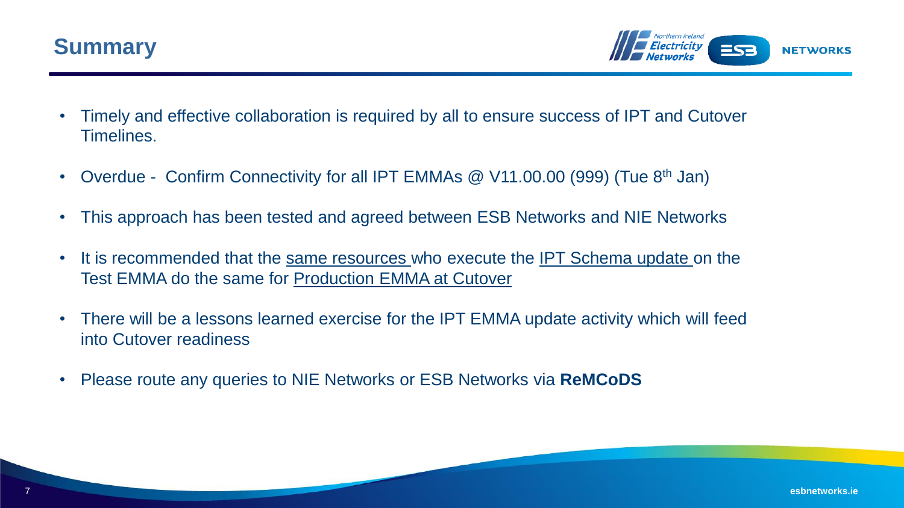# Summary

- Timely and effective collaboration is required by all to ensure success of IPT and Cutover Timelines.
- Overdue - Confirm Connectivity for all IPT EMMAs @ V11.00.00 (999) (Tue 8th Jan)
- This approach has been tested and agreed between ESB Networks and NIE Networks
- It is recommended that the <u>same resources</u> who execute the <u>IPT Schema update</u> on the Test EMMA do the same for <u>Production EMMA at Cutover</u>
- There will be a lessons learned exercise for the IPT EMMA update activity which will feed into Cutover readiness
- Please route any queries to NIE Networks or ESB Networks via **ReMCoDS**